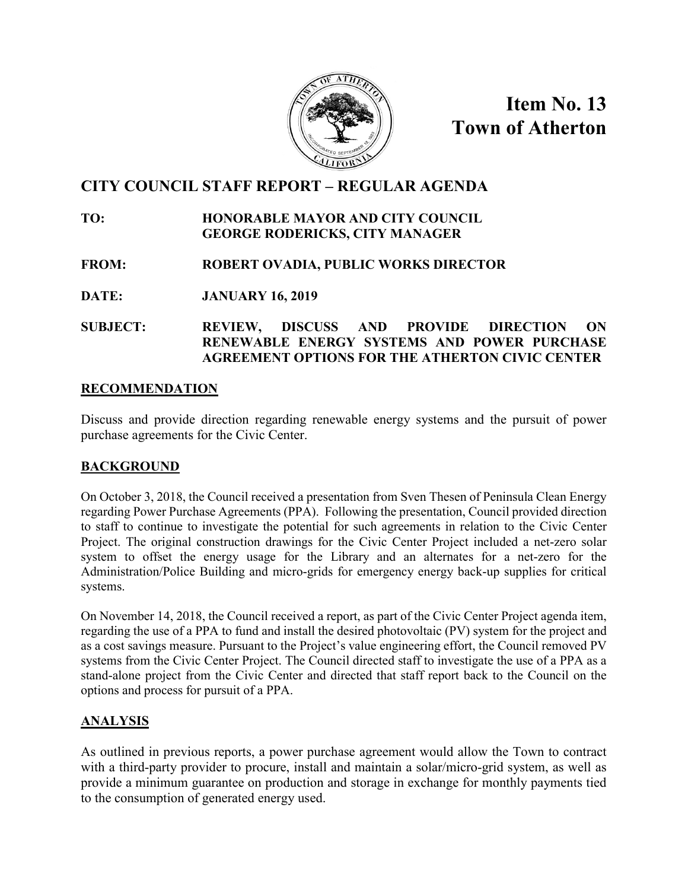# Item No. 13
# Town of Atherton

## CITY COUNCIL STAFF REPORT – REGULAR AGENDA

**TO:** HONORABLE MAYOR AND CITY COUNCIL
GEORGE RODERICKS, CITY MANAGER

**FROM:** ROBERT OVADIA, PUBLIC WORKS DIRECTOR

**DATE:** JANUARY 16, 2019

**SUBJECT:** REVIEW, DISCUSS AND PROVIDE DIRECTION ON RENEWABLE ENERGY SYSTEMS AND POWER PURCHASE AGREEMENT OPTIONS FOR THE ATHERTON CIVIC CENTER

## RECOMMENDATION

Discuss and provide direction regarding renewable energy systems and the pursuit of power purchase agreements for the Civic Center.

## BACKGROUND

On October 3, 2018, the Council received a presentation from Sven Thesen of Peninsula Clean Energy regarding Power Purchase Agreements (PPA). Following the presentation, Council provided direction to staff to continue to investigate the potential for such agreements in relation to the Civic Center Project. The original construction drawings for the Civic Center Project included a net-zero solar system to offset the energy usage for the Library and an alternates for a net-zero for the Administration/Police Building and micro-grids for emergency energy back-up supplies for critical systems.

On November 14, 2018, the Council received a report, as part of the Civic Center Project agenda item, regarding the use of a PPA to fund and install the desired photovoltaic (PV) system for the project and as a cost savings measure. Pursuant to the Project's value engineering effort, the Council removed PV systems from the Civic Center Project. The Council directed staff to investigate the use of a PPA as a stand-alone project from the Civic Center and directed that staff report back to the Council on the options and process for pursuit of a PPA.

## ANALYSIS

As outlined in previous reports, a power purchase agreement would allow the Town to contract with a third-party provider to procure, install and maintain a solar/micro-grid system, as well as provide a minimum guarantee on production and storage in exchange for monthly payments tied to the consumption of generated energy used.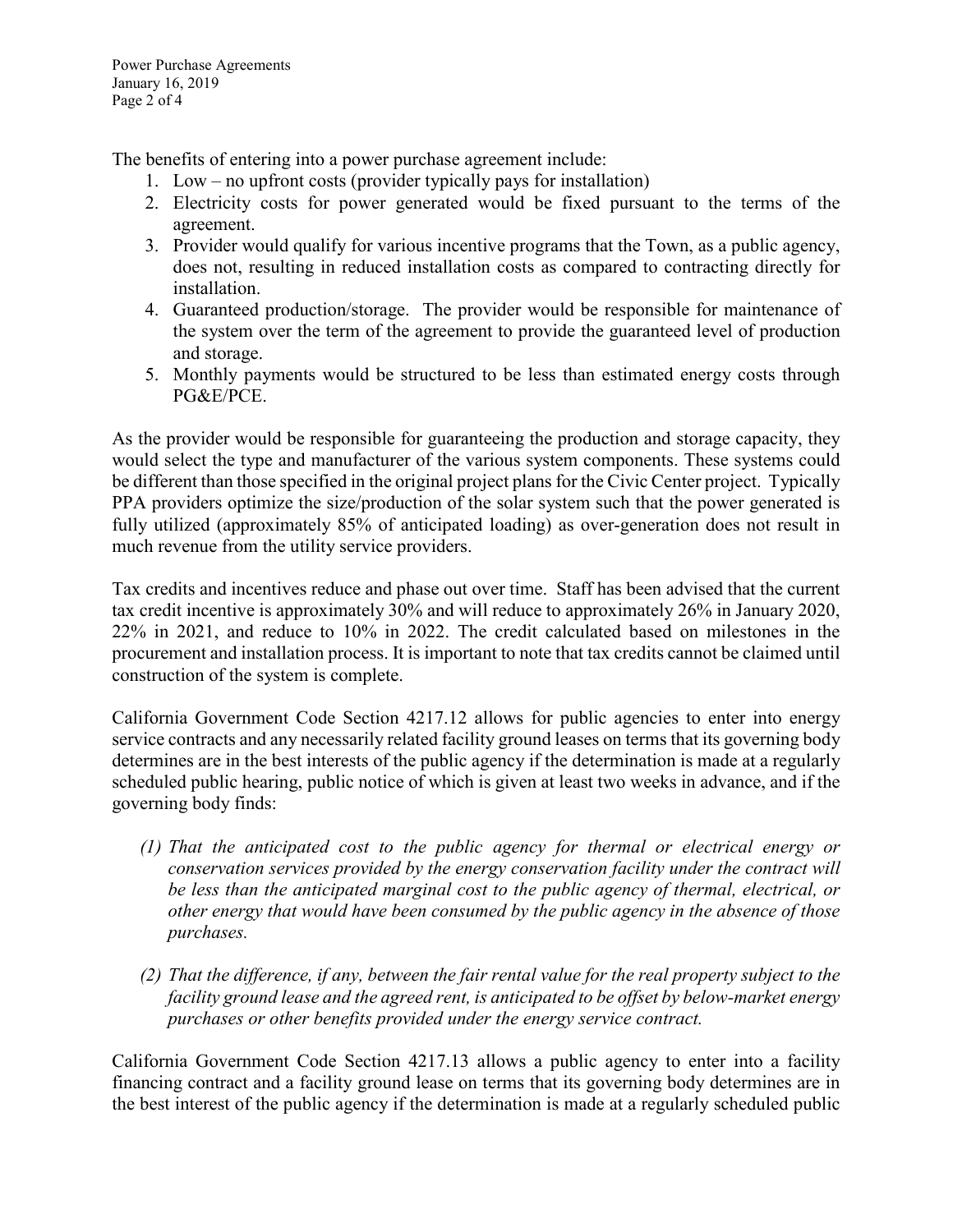The benefits of entering into a power purchase agreement include:

1. Low – no upfront costs (provider typically pays for installation)
2. Electricity costs for power generated would be fixed pursuant to the terms of the agreement.
3. Provider would qualify for various incentive programs that the Town, as a public agency, does not, resulting in reduced installation costs as compared to contracting directly for installation.
4. Guaranteed production/storage. The provider would be responsible for maintenance of the system over the term of the agreement to provide the guaranteed level of production and storage.
5. Monthly payments would be structured to be less than estimated energy costs through PG&E/PCE.

As the provider would be responsible for guaranteeing the production and storage capacity, they would select the type and manufacturer of the various system components. These systems could be different than those specified in the original project plans for the Civic Center project. Typically PPA providers optimize the size/production of the solar system such that the power generated is fully utilized (approximately 85% of anticipated loading) as over-generation does not result in much revenue from the utility service providers.

Tax credits and incentives reduce and phase out over time. Staff has been advised that the current tax credit incentive is approximately 30% and will reduce to approximately 26% in January 2020, 22% in 2021, and reduce to 10% in 2022. The credit calculated based on milestones in the procurement and installation process. It is important to note that tax credits cannot be claimed until construction of the system is complete.

California Government Code Section 4217.12 allows for public agencies to enter into energy service contracts and any necessarily related facility ground leases on terms that its governing body determines are in the best interests of the public agency if the determination is made at a regularly scheduled public hearing, public notice of which is given at least two weeks in advance, and if the governing body finds:

*(1) That the anticipated cost to the public agency for thermal or electrical energy or conservation services provided by the energy conservation facility under the contract will be less than the anticipated marginal cost to the public agency of thermal, electrical, or other energy that would have been consumed by the public agency in the absence of those purchases.*

*(2) That the difference, if any, between the fair rental value for the real property subject to the facility ground lease and the agreed rent, is anticipated to be offset by below-market energy purchases or other benefits provided under the energy service contract.*

California Government Code Section 4217.13 allows a public agency to enter into a facility financing contract and a facility ground lease on terms that its governing body determines are in the best interest of the public agency if the determination is made at a regularly scheduled public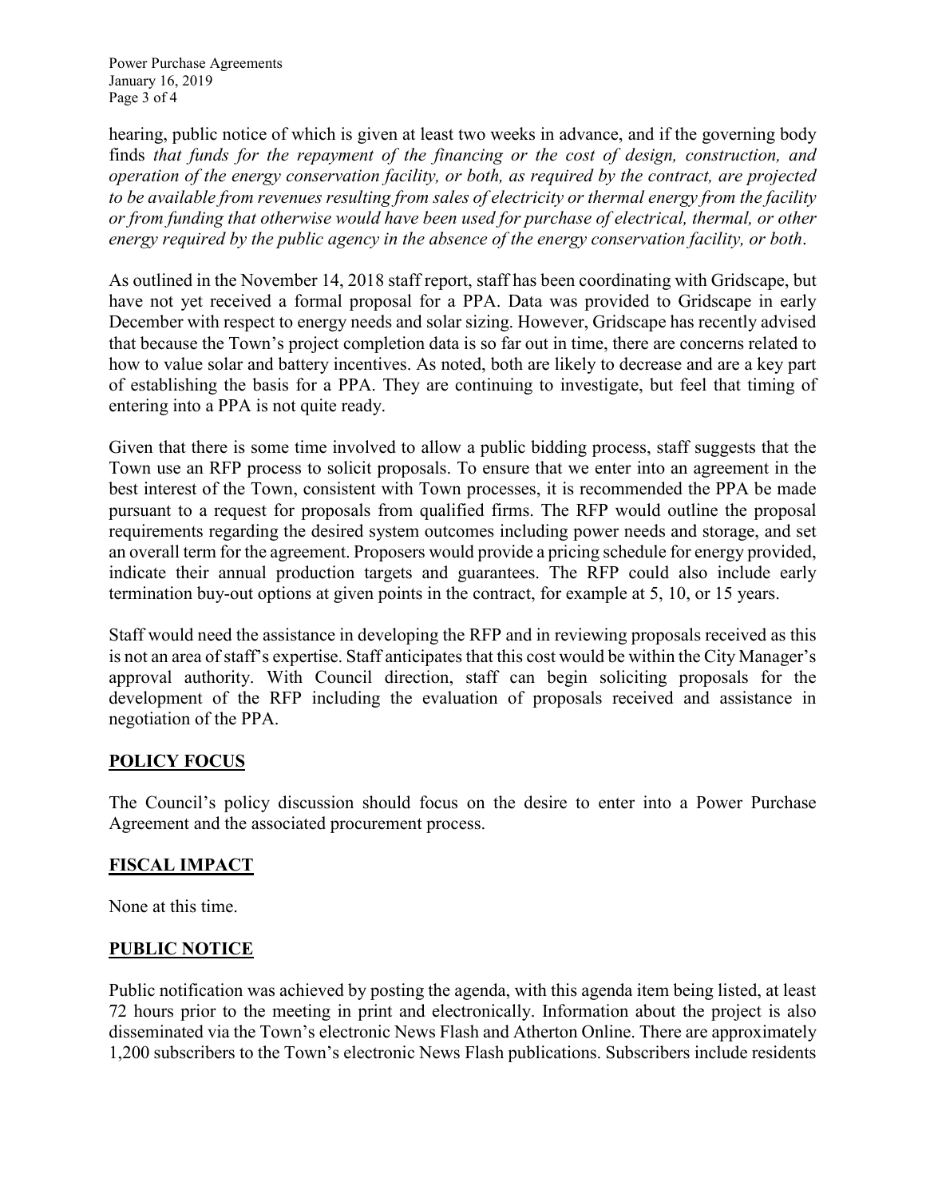hearing, public notice of which is given at least two weeks in advance, and if the governing body finds *that funds for the repayment of the financing or the cost of design, construction, and operation of the energy conservation facility, or both, as required by the contract, are projected to be available from revenues resulting from sales of electricity or thermal energy from the facility or from funding that otherwise would have been used for purchase of electrical, thermal, or other energy required by the public agency in the absence of the energy conservation facility, or both*.

As outlined in the November 14, 2018 staff report, staff has been coordinating with Gridscape, but have not yet received a formal proposal for a PPA. Data was provided to Gridscape in early December with respect to energy needs and solar sizing. However, Gridscape has recently advised that because the Town's project completion data is so far out in time, there are concerns related to how to value solar and battery incentives. As noted, both are likely to decrease and are a key part of establishing the basis for a PPA. They are continuing to investigate, but feel that timing of entering into a PPA is not quite ready.

Given that there is some time involved to allow a public bidding process, staff suggests that the Town use an RFP process to solicit proposals. To ensure that we enter into an agreement in the best interest of the Town, consistent with Town processes, it is recommended the PPA be made pursuant to a request for proposals from qualified firms. The RFP would outline the proposal requirements regarding the desired system outcomes including power needs and storage, and set an overall term for the agreement. Proposers would provide a pricing schedule for energy provided, indicate their annual production targets and guarantees. The RFP could also include early termination buy-out options at given points in the contract, for example at 5, 10, or 15 years.

Staff would need the assistance in developing the RFP and in reviewing proposals received as this is not an area of staff's expertise. Staff anticipates that this cost would be within the City Manager's approval authority. With Council direction, staff can begin soliciting proposals for the development of the RFP including the evaluation of proposals received and assistance in negotiation of the PPA.

## POLICY FOCUS

The Council's policy discussion should focus on the desire to enter into a Power Purchase Agreement and the associated procurement process.

## FISCAL IMPACT

None at this time.

## PUBLIC NOTICE

Public notification was achieved by posting the agenda, with this agenda item being listed, at least 72 hours prior to the meeting in print and electronically. Information about the project is also disseminated via the Town's electronic News Flash and Atherton Online. There are approximately 1,200 subscribers to the Town's electronic News Flash publications. Subscribers include residents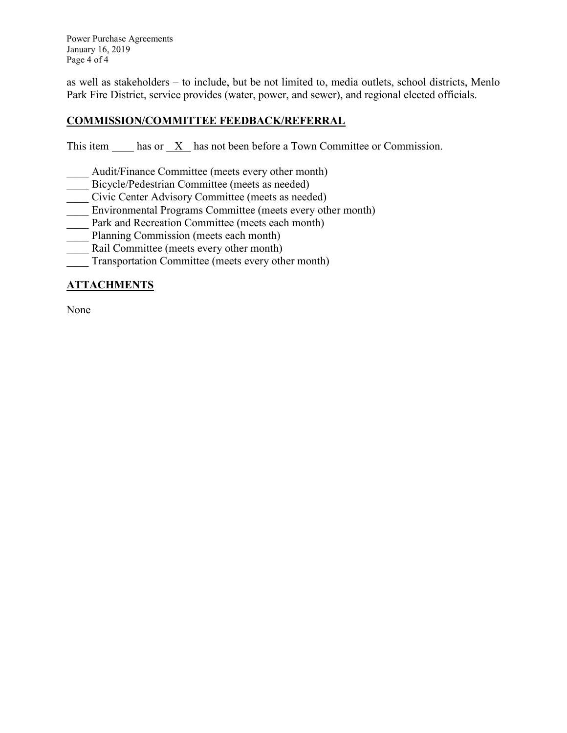as well as stakeholders – to include, but be not limited to, media outlets, school districts, Menlo Park Fire District, service provides (water, power, and sewer), and regional elected officials.

## COMMISSION/COMMITTEE FEEDBACK/REFERRAL

This item ____ has or __X__ has not been before a Town Committee or Commission.

____ Audit/Finance Committee (meets every other month)
____ Bicycle/Pedestrian Committee (meets as needed)
____ Civic Center Advisory Committee (meets as needed)
____ Environmental Programs Committee (meets every other month)
____ Park and Recreation Committee (meets each month)
____ Planning Commission (meets each month)
____ Rail Committee (meets every other month)
____ Transportation Committee (meets every other month)

## ATTACHMENTS

None